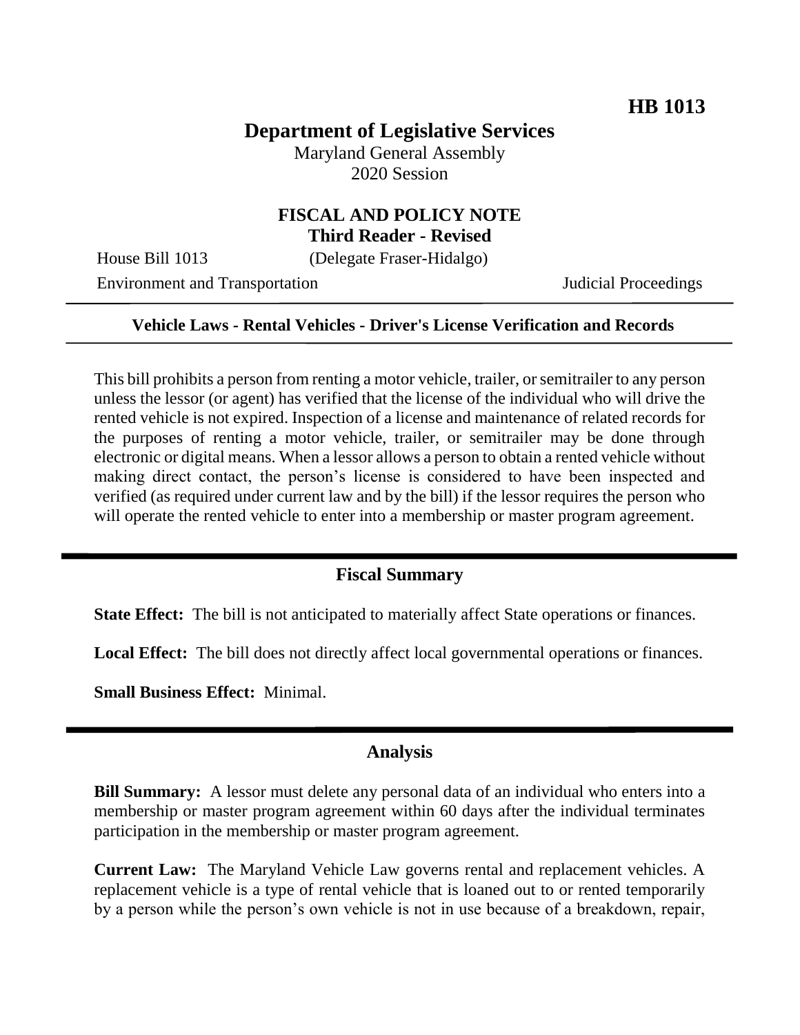**HB 1013**

# Department of Legislative Services

Maryland General Assembly
2020 Session

## FISCAL AND POLICY NOTE
**Third Reader - Revised**

House Bill 1013 (Delegate Fraser-Hidalgo)

Environment and Transportation Judicial Proceedings

---

**Vehicle Laws - Rental Vehicles - Driver's License Verification and Records**

---

This bill prohibits a person from renting a motor vehicle, trailer, or semitrailer to any person unless the lessor (or agent) has verified that the license of the individual who will drive the rented vehicle is not expired. Inspection of a license and maintenance of related records for the purposes of renting a motor vehicle, trailer, or semitrailer may be done through electronic or digital means. When a lessor allows a person to obtain a rented vehicle without making direct contact, the person's license is considered to have been inspected and verified (as required under current law and by the bill) if the lessor requires the person who will operate the rented vehicle to enter into a membership or master program agreement.

## Fiscal Summary

**State Effect:** The bill is not anticipated to materially affect State operations or finances.

**Local Effect:** The bill does not directly affect local governmental operations or finances.

**Small Business Effect:** Minimal.

## Analysis

**Bill Summary:** A lessor must delete any personal data of an individual who enters into a membership or master program agreement within 60 days after the individual terminates participation in the membership or master program agreement.

**Current Law:** The Maryland Vehicle Law governs rental and replacement vehicles. A replacement vehicle is a type of rental vehicle that is loaned out to or rented temporarily by a person while the person's own vehicle is not in use because of a breakdown, repair,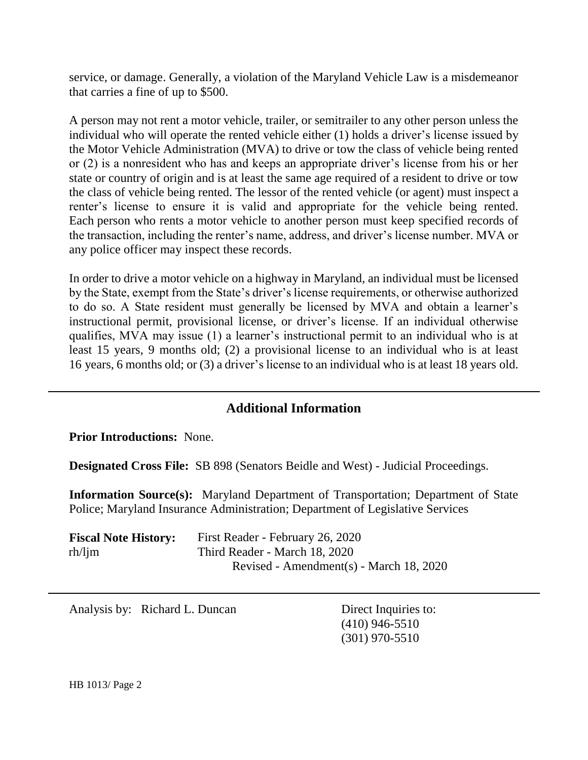service, or damage. Generally, a violation of the Maryland Vehicle Law is a misdemeanor that carries a fine of up to $500.

A person may not rent a motor vehicle, trailer, or semitrailer to any other person unless the individual who will operate the rented vehicle either (1) holds a driver's license issued by the Motor Vehicle Administration (MVA) to drive or tow the class of vehicle being rented or (2) is a nonresident who has and keeps an appropriate driver's license from his or her state or country of origin and is at least the same age required of a resident to drive or tow the class of vehicle being rented. The lessor of the rented vehicle (or agent) must inspect a renter's license to ensure it is valid and appropriate for the vehicle being rented. Each person who rents a motor vehicle to another person must keep specified records of the transaction, including the renter's name, address, and driver's license number. MVA or any police officer may inspect these records.

In order to drive a motor vehicle on a highway in Maryland, an individual must be licensed by the State, exempt from the State's driver's license requirements, or otherwise authorized to do so. A State resident must generally be licensed by MVA and obtain a learner's instructional permit, provisional license, or driver's license. If an individual otherwise qualifies, MVA may issue (1) a learner's instructional permit to an individual who is at least 15 years, 9 months old; (2) a provisional license to an individual who is at least 16 years, 6 months old; or (3) a driver's license to an individual who is at least 18 years old.

## Additional Information

**Prior Introductions:** None.

**Designated Cross File:** SB 898 (Senators Beidle and West) - Judicial Proceedings.

**Information Source(s):** Maryland Department of Transportation; Department of State Police; Maryland Insurance Administration; Department of Legislative Services

**Fiscal Note History:** First Reader - February 26, 2020
rh/ljm Third Reader - March 18, 2020
Revised - Amendment(s) - March 18, 2020

Analysis by: Richard L. Duncan

Direct Inquiries to:
(410) 946-5510
(301) 970-5510